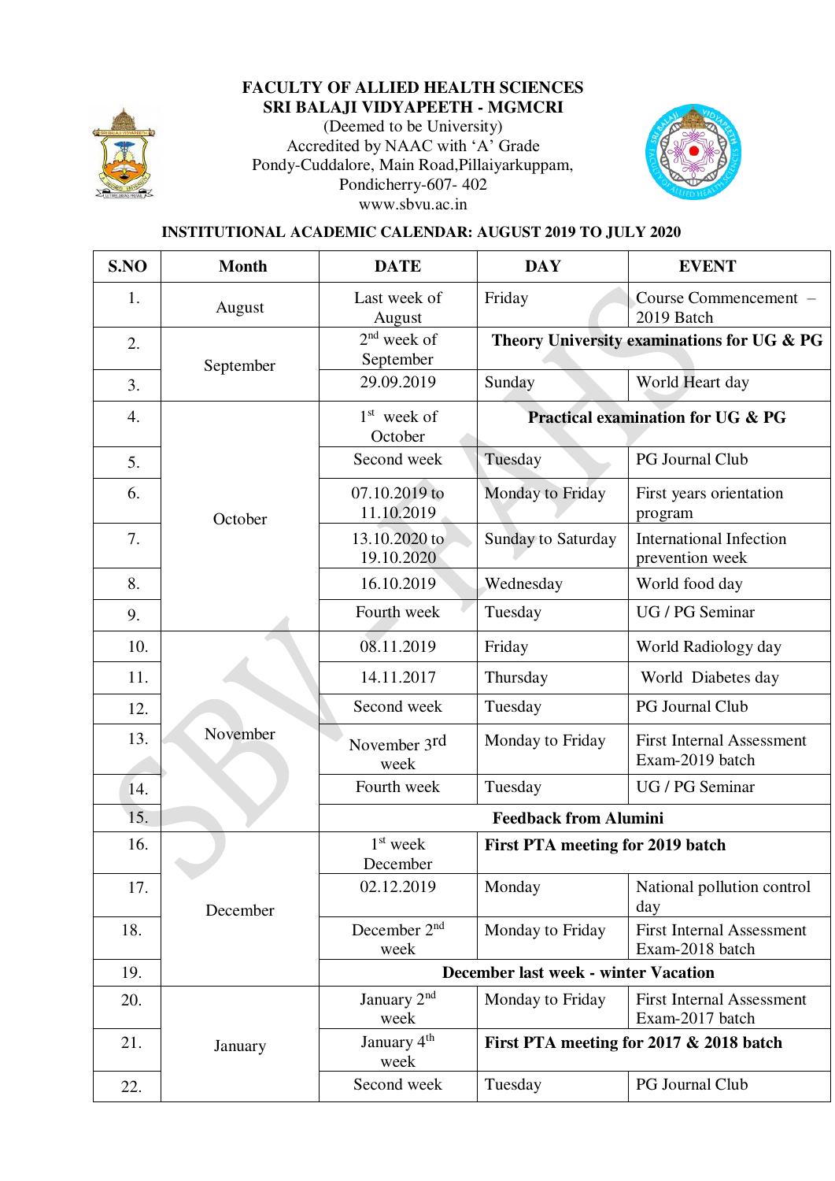**FACULTY OF ALLIED HEALTH SCIENCES**
**SRI BALAJI VIDYAPEETH - MGMCRI**
(Deemed to be University)
Accredited by NAAC with 'A' Grade
Pondy-Cuddalore, Main Road,Pillaiyarkuppam,
Pondicherry-607- 402
www.sbvu.ac.in

**INSTITUTIONAL ACADEMIC CALENDAR: AUGUST 2019 TO JULY 2020**

| S.NO | Month | DATE | DAY | EVENT |
|---|---|---|---|---|
| 1. | August | Last week of August | Friday | Course Commencement – 2019 Batch |
| 2. | September | 2nd week of September | **Theory University examinations for UG & PG** | |
| 3. | | 29.09.2019 | Sunday | World Heart day |
| 4. | October | 1st week of October | **Practical examination for UG & PG** | |
| 5. | | Second week | Tuesday | PG Journal Club |
| 6. | | 07.10.2019 to 11.10.2019 | Monday to Friday | First years orientation program |
| 7. | | 13.10.2020 to 19.10.2020 | Sunday to Saturday | International Infection prevention week |
| 8. | | 16.10.2019 | Wednesday | World food day |
| 9. | | Fourth week | Tuesday | UG / PG Seminar |
| 10. | November | 08.11.2019 | Friday | World Radiology day |
| 11. | | 14.11.2017 | Thursday | World Diabetes day |
| 12. | | Second week | Tuesday | PG Journal Club |
| 13. | | November 3rd week | Monday to Friday | First Internal Assessment Exam-2019 batch |
| 14. | | Fourth week | Tuesday | UG / PG Seminar |
| 15. | | **Feedback from Alumini** | | |
| 16. | December | 1st week December | **First PTA meeting for 2019 batch** | |
| 17. | | 02.12.2019 | Monday | National pollution control day |
| 18. | | December 2nd week | Monday to Friday | First Internal Assessment Exam-2018 batch |
| 19. | | **December last week - winter Vacation** | | |
| 20. | January | January 2nd week | Monday to Friday | First Internal Assessment Exam-2017 batch |
| 21. | | January 4th week | **First PTA meeting for 2017 & 2018 batch** | |
| 22. | | Second week | Tuesday | PG Journal Club |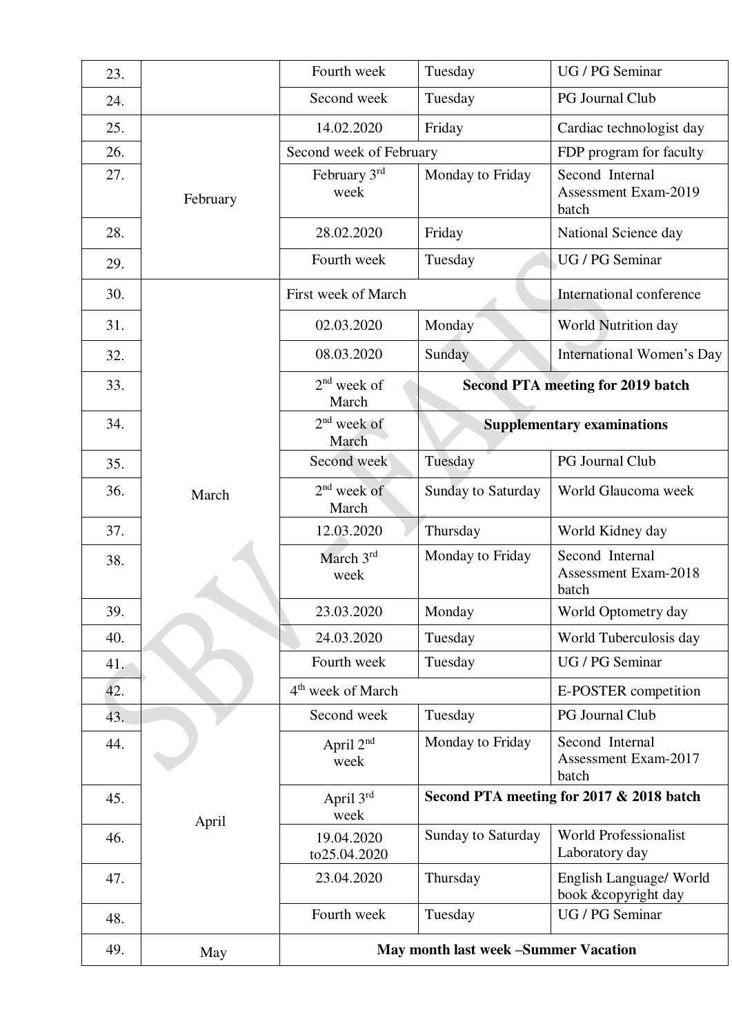| | | | | |
|---|---|---|---|---|
| 23. | | Fourth week | Tuesday | UG / PG Seminar |
| 24. | | Second week | Tuesday | PG Journal Club |
| 25. | February | 14.02.2020 | Friday | Cardiac technologist day |
| 26. | | Second week of February | | FDP program for faculty |
| 27. | | February 3rd week | Monday to Friday | Second Internal Assessment Exam-2019 batch |
| 28. | | 28.02.2020 | Friday | National Science day |
| 29. | | Fourth week | Tuesday | UG / PG Seminar |
| 30. | March | First week of March | | International conference |
| 31. | | 02.03.2020 | Monday | World Nutrition day |
| 32. | | 08.03.2020 | Sunday | International Women's Day |
| 33. | | 2nd week of March | **Second PTA meeting for 2019 batch** | |
| 34. | | 2nd week of March | **Supplementary examinations** | |
| 35. | | Second week | Tuesday | PG Journal Club |
| 36. | | 2nd week of March | Sunday to Saturday | World Glaucoma week |
| 37. | | 12.03.2020 | Thursday | World Kidney day |
| 38. | | March 3rd week | Monday to Friday | Second Internal Assessment Exam-2018 batch |
| 39. | | 23.03.2020 | Monday | World Optometry day |
| 40. | | 24.03.2020 | Tuesday | World Tuberculosis day |
| 41. | | Fourth week | Tuesday | UG / PG Seminar |
| 42. | | 4th week of March | | E-POSTER competition |
| 43. | April | Second week | Tuesday | PG Journal Club |
| 44. | | April 2nd week | Monday to Friday | Second Internal Assessment Exam-2017 batch |
| 45. | | April 3rd week | **Second PTA meeting for 2017 & 2018 batch** | |
| 46. | | 19.04.2020 to25.04.2020 | Sunday to Saturday | World Professionalist Laboratory day |
| 47. | | 23.04.2020 | Thursday | English Language/ World book &copyright day |
| 48. | | Fourth week | Tuesday | UG / PG Seminar |
| 49. | May | **May month last week –Summer Vacation** | | |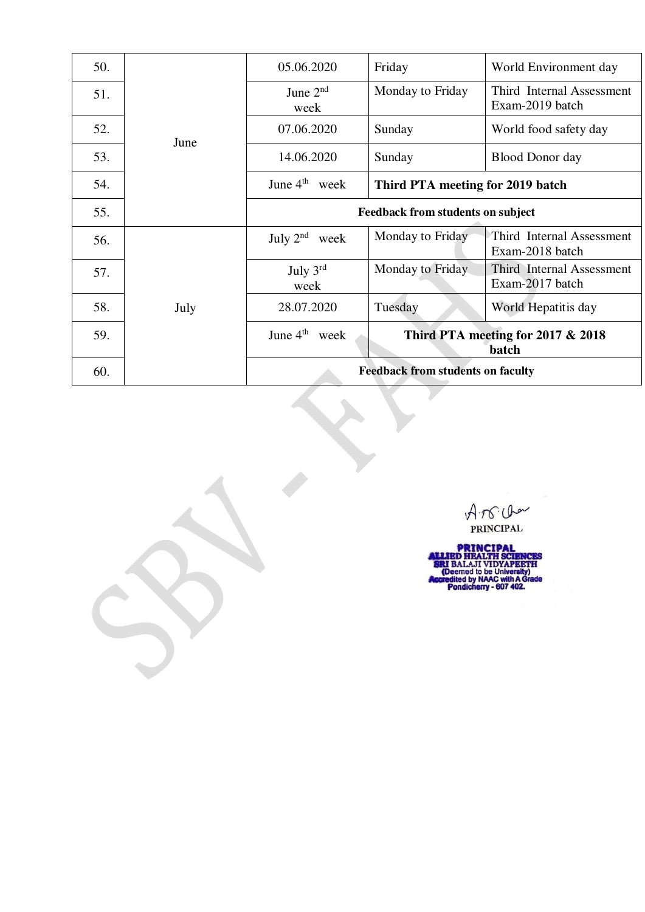| 50. | June | 05.06.2020 | Friday | World Environment day |
|---|---|---|---|---|
| 51. | | June 2nd week | Monday to Friday | Third Internal Assessment Exam-2019 batch |
| 52. | | 07.06.2020 | Sunday | World food safety day |
| 53. | | 14.06.2020 | Sunday | Blood Donor day |
| 54. | | June 4th week | **Third PTA meeting for 2019 batch** | |
| 55. | | **Feedback from students on subject** | | |
| 56. | July | July 2nd week | Monday to Friday | Third Internal Assessment Exam-2018 batch |
| 57. | | July 3rd week | Monday to Friday | Third Internal Assessment Exam-2017 batch |
| 58. | | 28.07.2020 | Tuesday | World Hepatitis day |
| 59. | | June 4th week | **Third PTA meeting for 2017 & 2018 batch** | |
| 60. | | **Feedback from students on faculty** | | |

PRINCIPAL

PRINCIPAL
ALLIED HEALTH SCIENCES
SRI BALAJI VIDYAPEETH
(Deemed to be University)
Accredited by NAAC with A Grade
Pondicherry - 607 402.